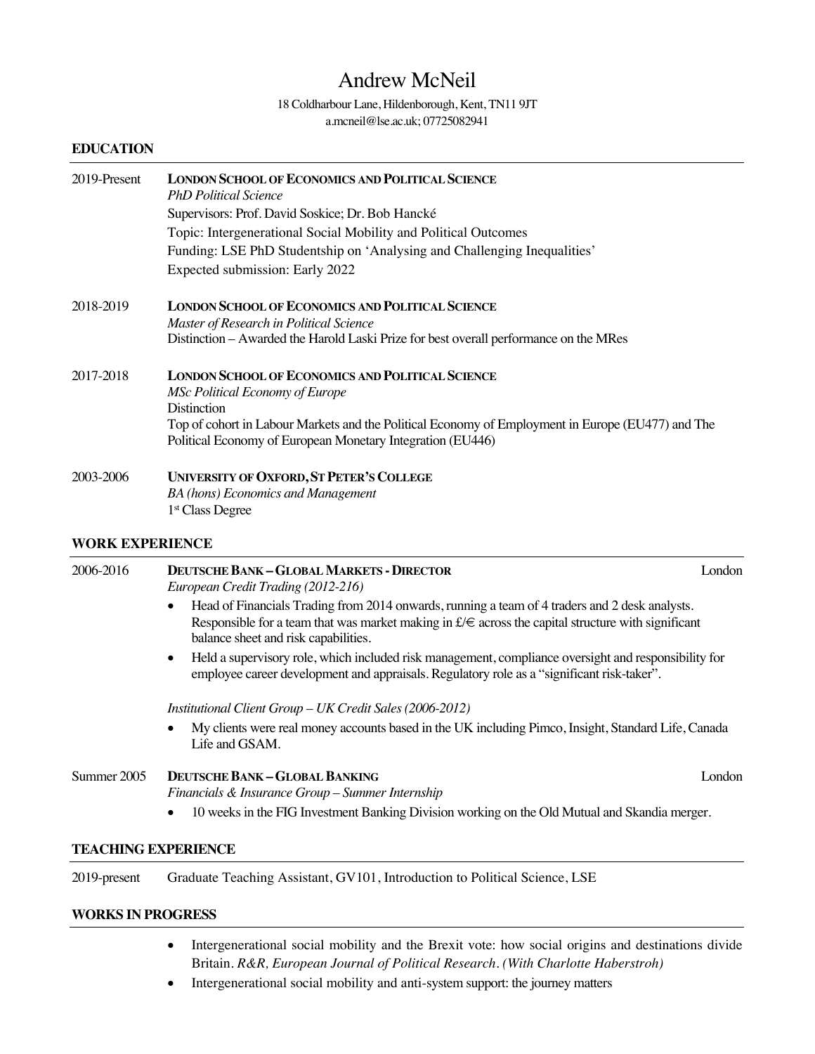# Andrew McNeil

18 Coldharbour Lane, Hildenborough, Kent, TN11 9JT
a.mcneil@lse.ac.uk; 07725082941

## EDUCATION

**2019-Present** — **LONDON SCHOOL OF ECONOMICS AND POLITICAL SCIENCE**
*PhD Political Science*
Supervisors: Prof. David Soskice; Dr. Bob Hancké
Topic: Intergenerational Social Mobility and Political Outcomes
Funding: LSE PhD Studentship on 'Analysing and Challenging Inequalities'
Expected submission: Early 2022

**2018-2019** — **LONDON SCHOOL OF ECONOMICS AND POLITICAL SCIENCE**
*Master of Research in Political Science*
Distinction – Awarded the Harold Laski Prize for best overall performance on the MRes

**2017-2018** — **LONDON SCHOOL OF ECONOMICS AND POLITICAL SCIENCE**
*MSc Political Economy of Europe*
Distinction
Top of cohort in Labour Markets and the Political Economy of Employment in Europe (EU477) and The Political Economy of European Monetary Integration (EU446)

**2003-2006** — **UNIVERSITY OF OXFORD, ST PETER'S COLLEGE**
*BA (hons) Economics and Management*
1st Class Degree

## WORK EXPERIENCE

**2006-2016** — **DEUTSCHE BANK – GLOBAL MARKETS - DIRECTOR** — London
*European Credit Trading (2012-216)*

- Head of Financials Trading from 2014 onwards, running a team of 4 traders and 2 desk analysts. Responsible for a team that was market making in £/€ across the capital structure with significant balance sheet and risk capabilities.
- Held a supervisory role, which included risk management, compliance oversight and responsibility for employee career development and appraisals. Regulatory role as a "significant risk-taker".

*Institutional Client Group – UK Credit Sales (2006-2012)*

- My clients were real money accounts based in the UK including Pimco, Insight, Standard Life, Canada Life and GSAM.

**Summer 2005** — **DEUTSCHE BANK – GLOBAL BANKING** — London
*Financials & Insurance Group – Summer Internship*

- 10 weeks in the FIG Investment Banking Division working on the Old Mutual and Skandia merger.

## TEACHING EXPERIENCE

**2019-present** — Graduate Teaching Assistant, GV101, Introduction to Political Science, LSE

## WORKS IN PROGRESS

- Intergenerational social mobility and the Brexit vote: how social origins and destinations divide Britain. *R&R, European Journal of Political Research. (With Charlotte Haberstroh)*
- Intergenerational social mobility and anti-system support: the journey matters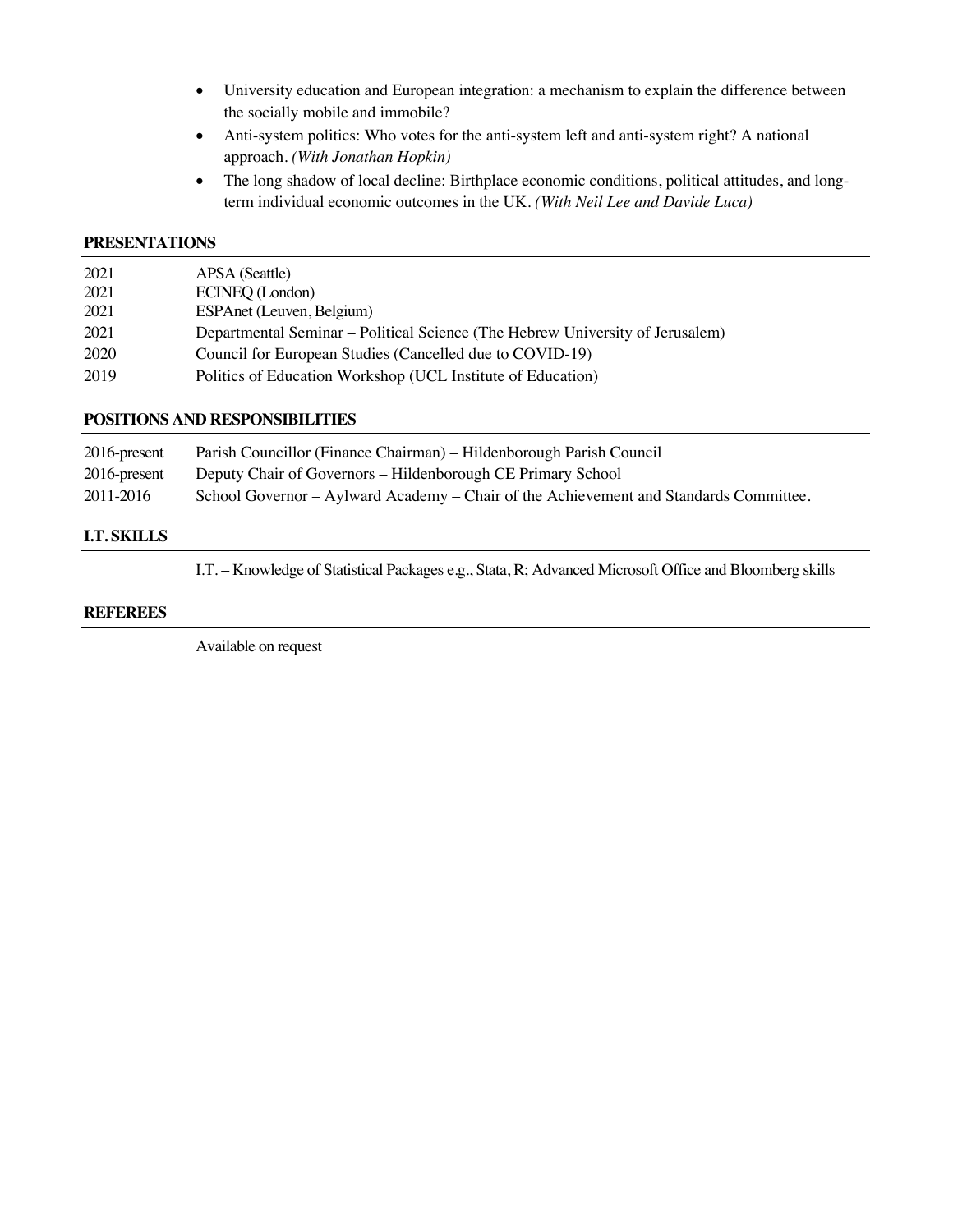- University education and European integration: a mechanism to explain the difference between the socially mobile and immobile?
- Anti-system politics: Who votes for the anti-system left and anti-system right? A national approach. *(With Jonathan Hopkin)*
- The long shadow of local decline: Birthplace economic conditions, political attitudes, and long-term individual economic outcomes in the UK. *(With Neil Lee and Davide Luca)*

## PRESENTATIONS

| | |
|---|---|
| 2021 | APSA (Seattle) |
| 2021 | ECINEQ (London) |
| 2021 | ESPAnet (Leuven, Belgium) |
| 2021 | Departmental Seminar – Political Science (The Hebrew University of Jerusalem) |
| 2020 | Council for European Studies (Cancelled due to COVID-19) |
| 2019 | Politics of Education Workshop (UCL Institute of Education) |

## POSITIONS AND RESPONSIBILITIES

| | |
|---|---|
| 2016-present | Parish Councillor (Finance Chairman) – Hildenborough Parish Council |
| 2016-present | Deputy Chair of Governors – Hildenborough CE Primary School |
| 2011-2016 | School Governor – Aylward Academy – Chair of the Achievement and Standards Committee. |

## I.T. SKILLS

I.T. – Knowledge of Statistical Packages e.g., Stata, R; Advanced Microsoft Office and Bloomberg skills

## REFEREES

Available on request